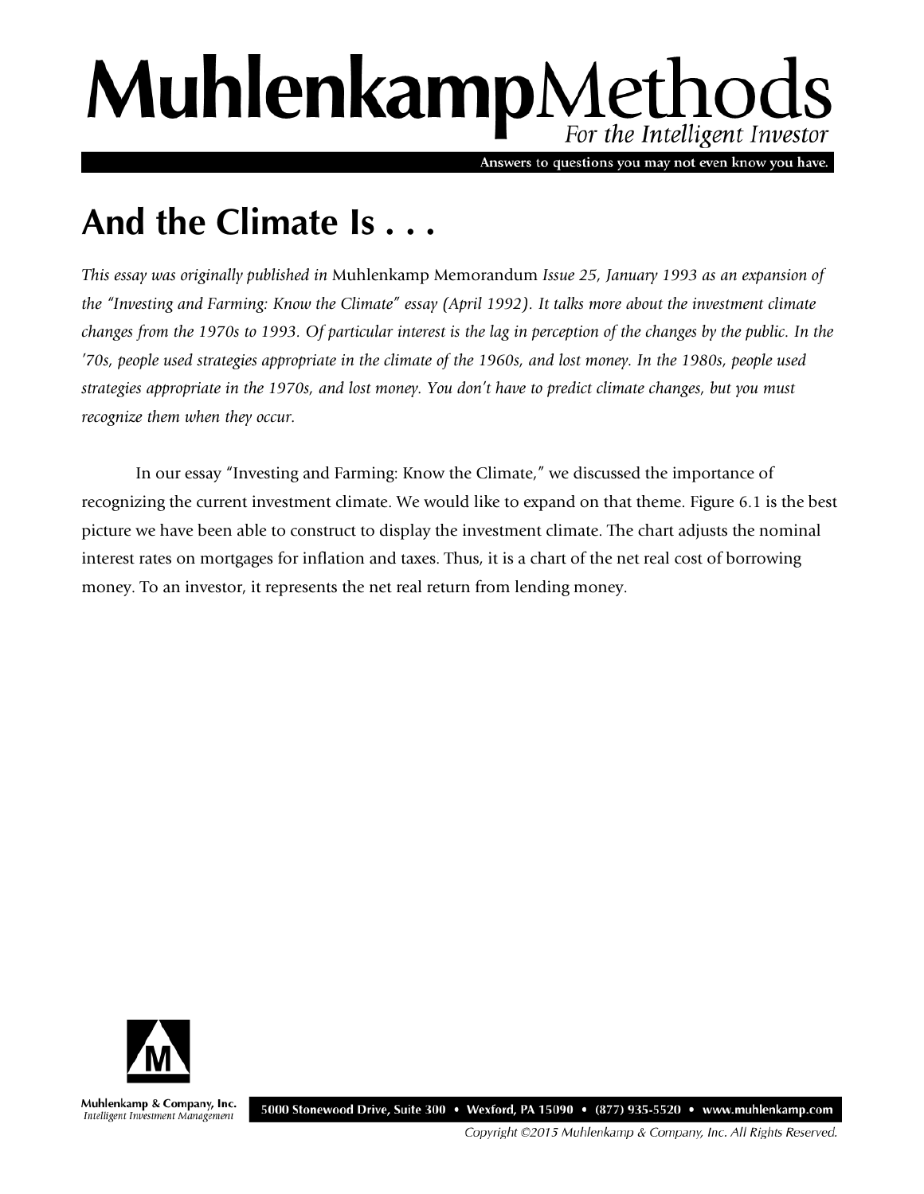# And the Climate Is . . .

*This essay was originally published in* Muhlenkamp Memorandum *Issue 25, January 1993 as an expansion of the "Investing and Farming: Know the Climate" essay (April 1992). It talks more about the investment climate changes from the 1970s to 1993. Of particular interest is the lag in perception of the changes by the public. In the '70s, people used strategies appropriate in the climate of the 1960s, and lost money. In the 1980s, people used strategies appropriate in the 1970s, and lost money. You don't have to predict climate changes, but you must recognize them when they occur.*

In our essay "Investing and Farming: Know the Climate," we discussed the importance of recognizing the current investment climate. We would like to expand on that theme. Figure 6.1 is the best picture we have been able to construct to display the investment climate. The chart adjusts the nominal interest rates on mortgages for inflation and taxes. Thus, it is a chart of the net real cost of borrowing money. To an investor, it represents the net real return from lending money.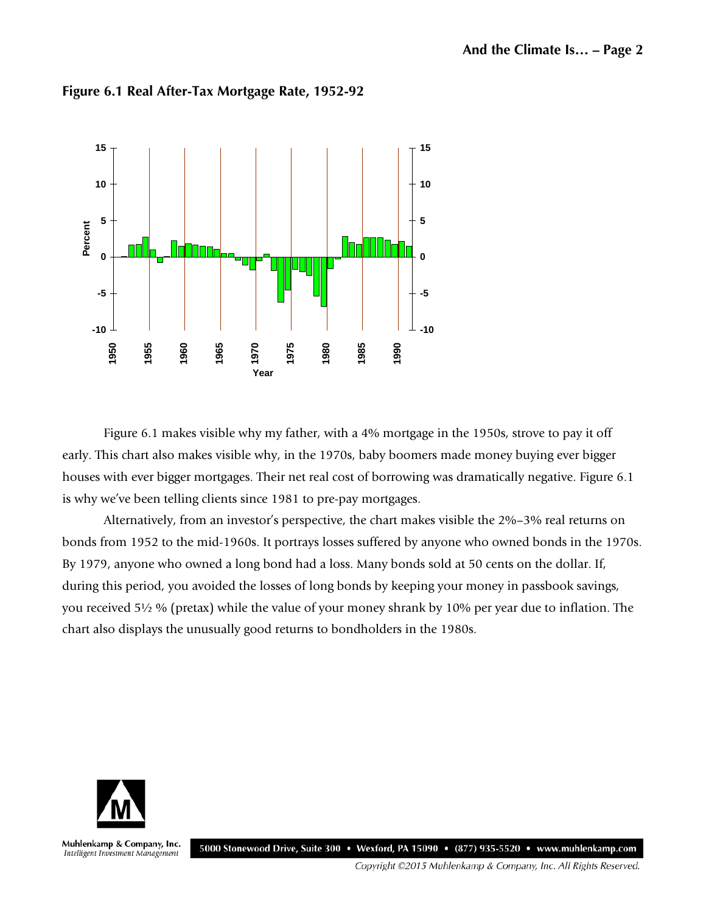**Figure 6.1 Real After-Tax Mortgage Rate, 1952-92**

Figure 6.1 makes visible why my father, with a 4% mortgage in the 1950s, strove to pay it off early. This chart also makes visible why, in the 1970s, baby boomers made money buying ever bigger houses with ever bigger mortgages. Their net real cost of borrowing was dramatically negative. Figure 6.1 is why we've been telling clients since 1981 to pre-pay mortgages.

Alternatively, from an investor's perspective, the chart makes visible the 2%–3% real returns on bonds from 1952 to the mid-1960s. It portrays losses suffered by anyone who owned bonds in the 1970s. By 1979, anyone who owned a long bond had a loss. Many bonds sold at 50 cents on the dollar. If, during this period, you avoided the losses of long bonds by keeping your money in passbook savings, you received 5½ % (pretax) while the value of your money shrank by 10% per year due to inflation. The chart also displays the unusually good returns to bondholders in the 1980s.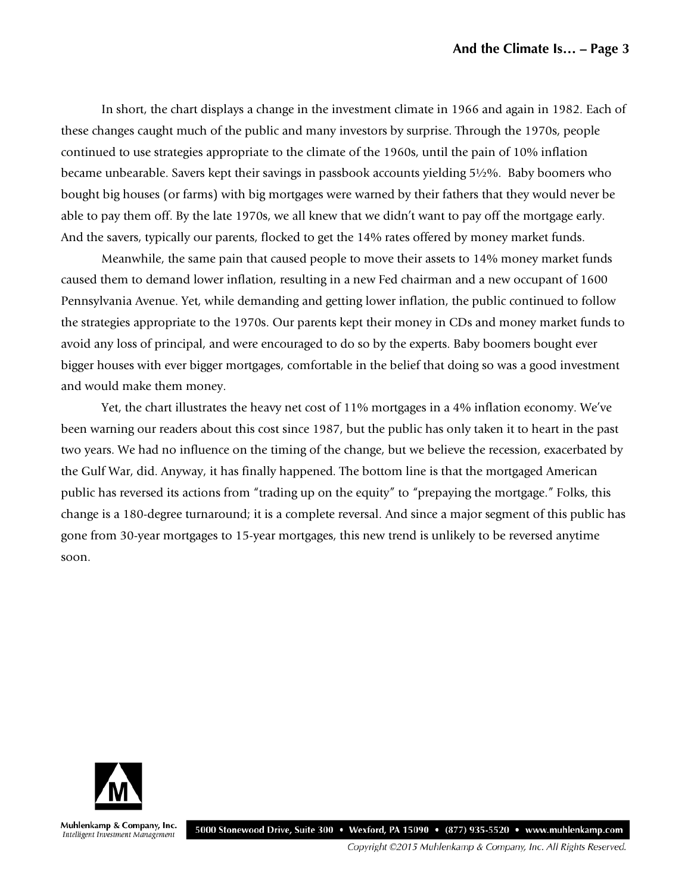In short, the chart displays a change in the investment climate in 1966 and again in 1982. Each of these changes caught much of the public and many investors by surprise. Through the 1970s, people continued to use strategies appropriate to the climate of the 1960s, until the pain of 10% inflation became unbearable. Savers kept their savings in passbook accounts yielding 5½%. Baby boomers who bought big houses (or farms) with big mortgages were warned by their fathers that they would never be able to pay them off. By the late 1970s, we all knew that we didn't want to pay off the mortgage early. And the savers, typically our parents, flocked to get the 14% rates offered by money market funds.

Meanwhile, the same pain that caused people to move their assets to 14% money market funds caused them to demand lower inflation, resulting in a new Fed chairman and a new occupant of 1600 Pennsylvania Avenue. Yet, while demanding and getting lower inflation, the public continued to follow the strategies appropriate to the 1970s. Our parents kept their money in CDs and money market funds to avoid any loss of principal, and were encouraged to do so by the experts. Baby boomers bought ever bigger houses with ever bigger mortgages, comfortable in the belief that doing so was a good investment and would make them money.

Yet, the chart illustrates the heavy net cost of 11% mortgages in a 4% inflation economy. We've been warning our readers about this cost since 1987, but the public has only taken it to heart in the past two years. We had no influence on the timing of the change, but we believe the recession, exacerbated by the Gulf War, did. Anyway, it has finally happened. The bottom line is that the mortgaged American public has reversed its actions from "trading up on the equity" to "prepaying the mortgage." Folks, this change is a 180-degree turnaround; it is a complete reversal. And since a major segment of this public has gone from 30-year mortgages to 15-year mortgages, this new trend is unlikely to be reversed anytime soon.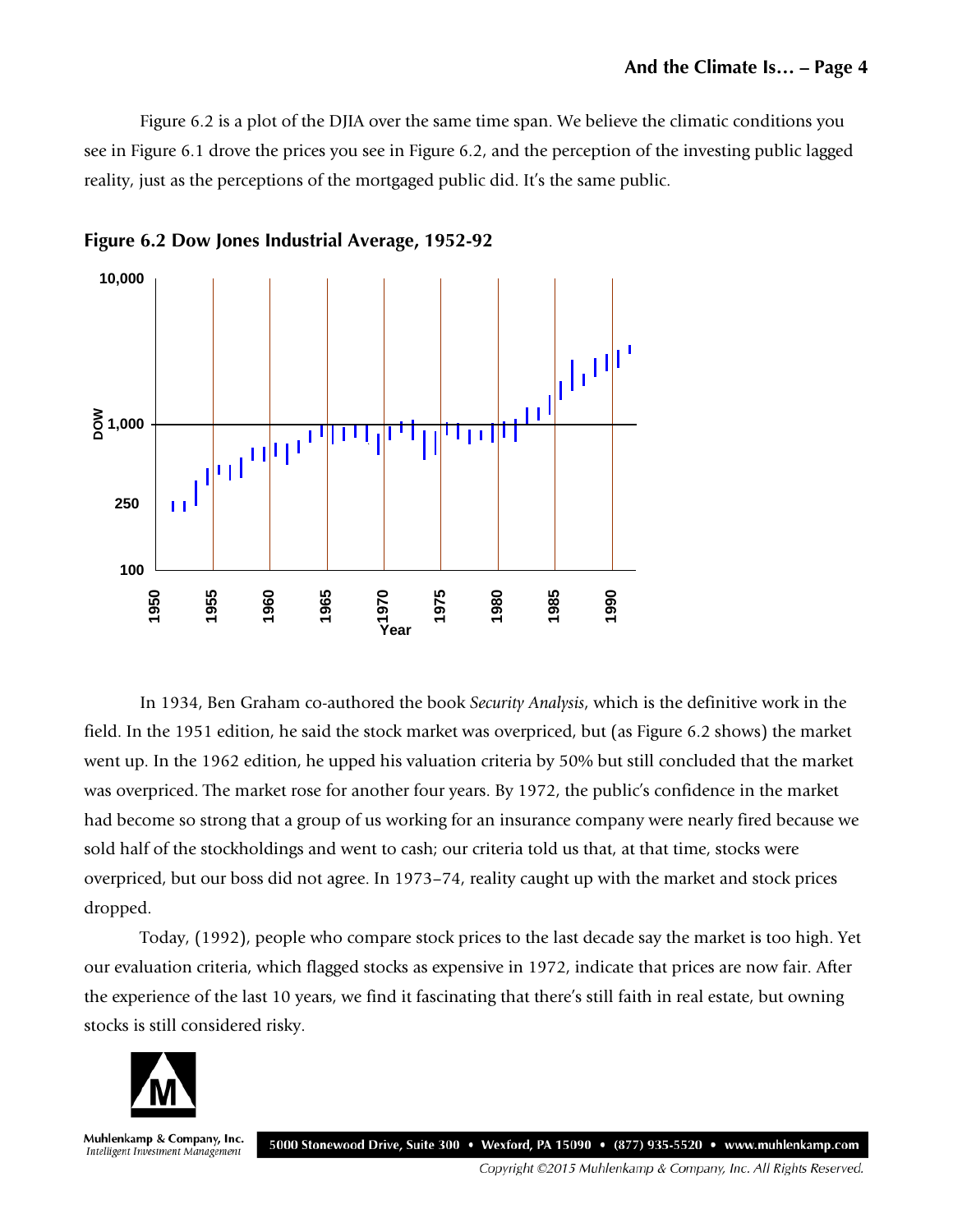Figure 6.2 is a plot of the DJIA over the same time span. We believe the climatic conditions you see in Figure 6.1 drove the prices you see in Figure 6.2, and the perception of the investing public lagged reality, just as the perceptions of the mortgaged public did. It's the same public.

**Figure 6.2 Dow Jones Industrial Average, 1952-92**

In 1934, Ben Graham co-authored the book *Security Analysis*, which is the definitive work in the field. In the 1951 edition, he said the stock market was overpriced, but (as Figure 6.2 shows) the market went up. In the 1962 edition, he upped his valuation criteria by 50% but still concluded that the market was overpriced. The market rose for another four years. By 1972, the public's confidence in the market had become so strong that a group of us working for an insurance company were nearly fired because we sold half of the stockholdings and went to cash; our criteria told us that, at that time, stocks were overpriced, but our boss did not agree. In 1973–74, reality caught up with the market and stock prices dropped.

Today, (1992), people who compare stock prices to the last decade say the market is too high. Yet our evaluation criteria, which flagged stocks as expensive in 1972, indicate that prices are now fair. After the experience of the last 10 years, we find it fascinating that there's still faith in real estate, but owning stocks is still considered risky.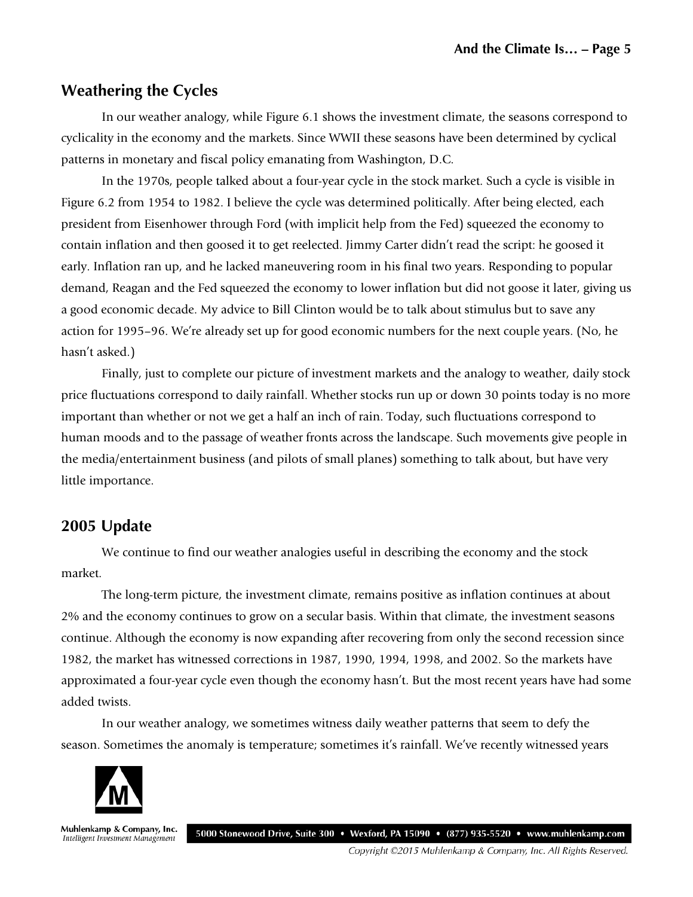## Weathering the Cycles

In our weather analogy, while Figure 6.1 shows the investment climate, the seasons correspond to cyclicality in the economy and the markets. Since WWII these seasons have been determined by cyclical patterns in monetary and fiscal policy emanating from Washington, D.C.

In the 1970s, people talked about a four-year cycle in the stock market. Such a cycle is visible in Figure 6.2 from 1954 to 1982. I believe the cycle was determined politically. After being elected, each president from Eisenhower through Ford (with implicit help from the Fed) squeezed the economy to contain inflation and then goosed it to get reelected. Jimmy Carter didn't read the script: he goosed it early. Inflation ran up, and he lacked maneuvering room in his final two years. Responding to popular demand, Reagan and the Fed squeezed the economy to lower inflation but did not goose it later, giving us a good economic decade. My advice to Bill Clinton would be to talk about stimulus but to save any action for 1995–96. We're already set up for good economic numbers for the next couple years. (No, he hasn't asked.)

Finally, just to complete our picture of investment markets and the analogy to weather, daily stock price fluctuations correspond to daily rainfall. Whether stocks run up or down 30 points today is no more important than whether or not we get a half an inch of rain. Today, such fluctuations correspond to human moods and to the passage of weather fronts across the landscape. Such movements give people in the media/entertainment business (and pilots of small planes) something to talk about, but have very little importance.

## 2005 Update

We continue to find our weather analogies useful in describing the economy and the stock market.

The long-term picture, the investment climate, remains positive as inflation continues at about 2% and the economy continues to grow on a secular basis. Within that climate, the investment seasons continue. Although the economy is now expanding after recovering from only the second recession since 1982, the market has witnessed corrections in 1987, 1990, 1994, 1998, and 2002. So the markets have approximated a four-year cycle even though the economy hasn't. But the most recent years have had some added twists.

In our weather analogy, we sometimes witness daily weather patterns that seem to defy the season. Sometimes the anomaly is temperature; sometimes it's rainfall. We've recently witnessed years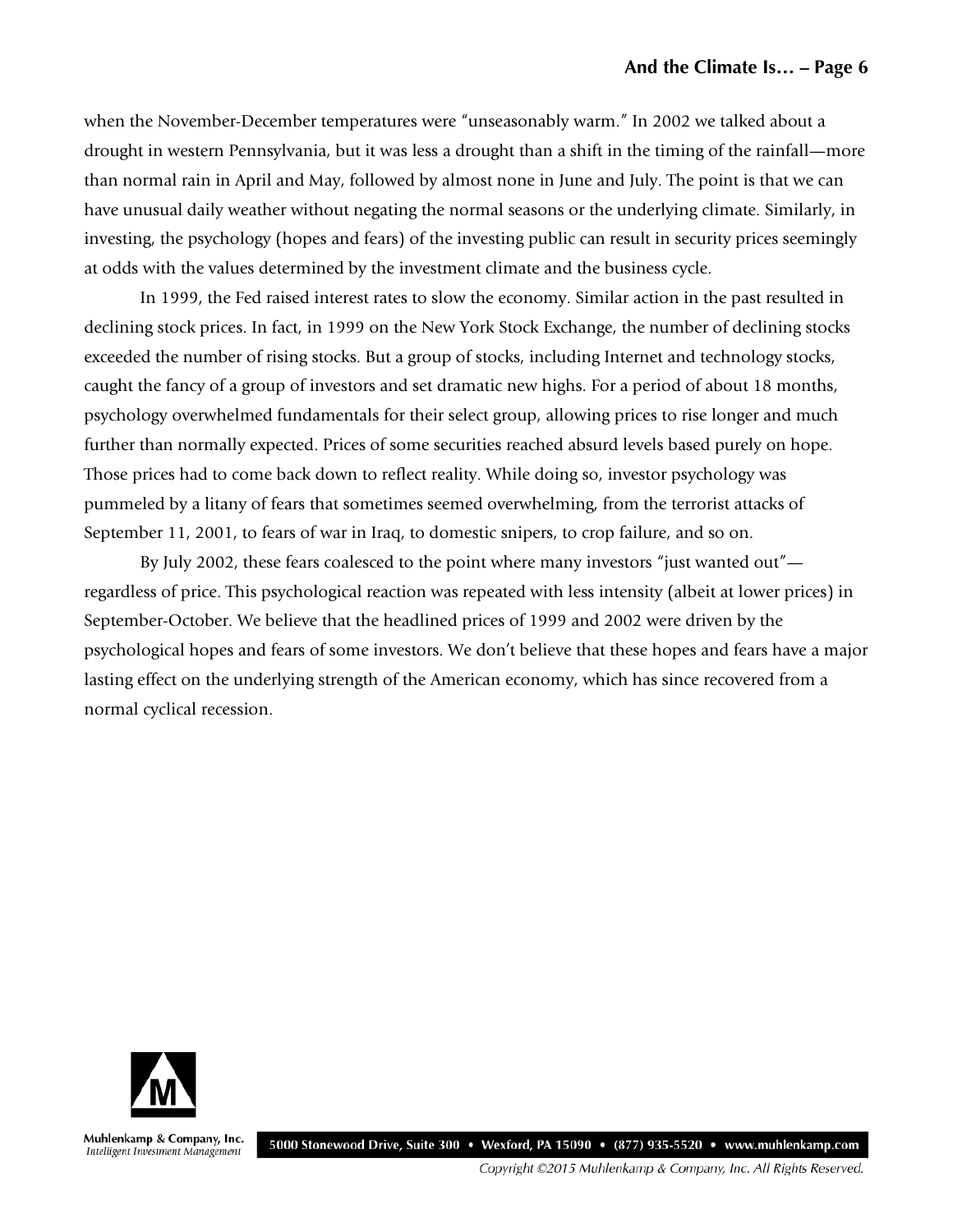when the November-December temperatures were "unseasonably warm." In 2002 we talked about a drought in western Pennsylvania, but it was less a drought than a shift in the timing of the rainfall—more than normal rain in April and May, followed by almost none in June and July. The point is that we can have unusual daily weather without negating the normal seasons or the underlying climate. Similarly, in investing, the psychology (hopes and fears) of the investing public can result in security prices seemingly at odds with the values determined by the investment climate and the business cycle.

In 1999, the Fed raised interest rates to slow the economy. Similar action in the past resulted in declining stock prices. In fact, in 1999 on the New York Stock Exchange, the number of declining stocks exceeded the number of rising stocks. But a group of stocks, including Internet and technology stocks, caught the fancy of a group of investors and set dramatic new highs. For a period of about 18 months, psychology overwhelmed fundamentals for their select group, allowing prices to rise longer and much further than normally expected. Prices of some securities reached absurd levels based purely on hope. Those prices had to come back down to reflect reality. While doing so, investor psychology was pummeled by a litany of fears that sometimes seemed overwhelming, from the terrorist attacks of September 11, 2001, to fears of war in Iraq, to domestic snipers, to crop failure, and so on.

By July 2002, these fears coalesced to the point where many investors "just wanted out"—regardless of price. This psychological reaction was repeated with less intensity (albeit at lower prices) in September-October. We believe that the headlined prices of 1999 and 2002 were driven by the psychological hopes and fears of some investors. We don't believe that these hopes and fears have a major lasting effect on the underlying strength of the American economy, which has since recovered from a normal cyclical recession.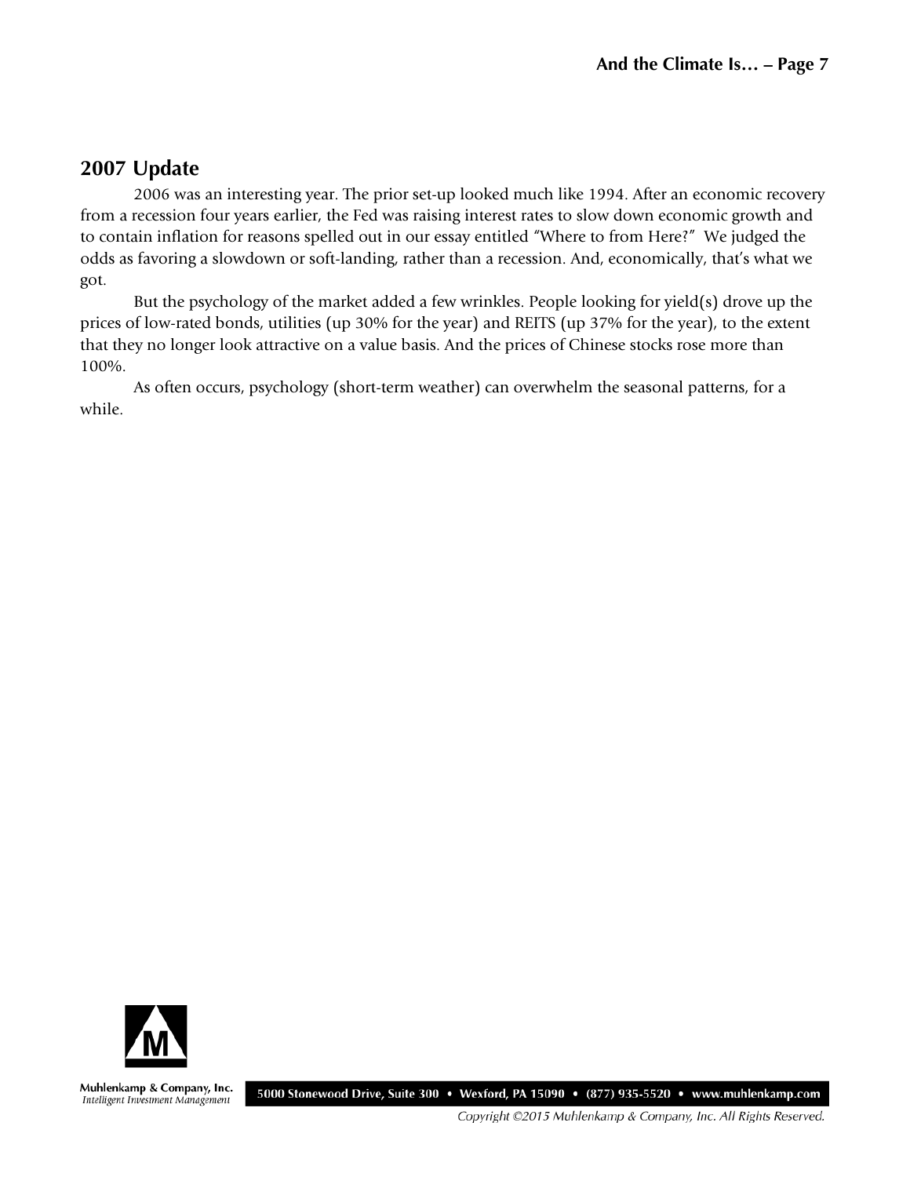## 2007 Update

2006 was an interesting year. The prior set-up looked much like 1994. After an economic recovery from a recession four years earlier, the Fed was raising interest rates to slow down economic growth and to contain inflation for reasons spelled out in our essay entitled "Where to from Here?" We judged the odds as favoring a slowdown or soft-landing, rather than a recession. And, economically, that's what we got.

But the psychology of the market added a few wrinkles. People looking for yield(s) drove up the prices of low-rated bonds, utilities (up 30% for the year) and REITS (up 37% for the year), to the extent that they no longer look attractive on a value basis. And the prices of Chinese stocks rose more than 100%.

As often occurs, psychology (short-term weather) can overwhelm the seasonal patterns, for a while.